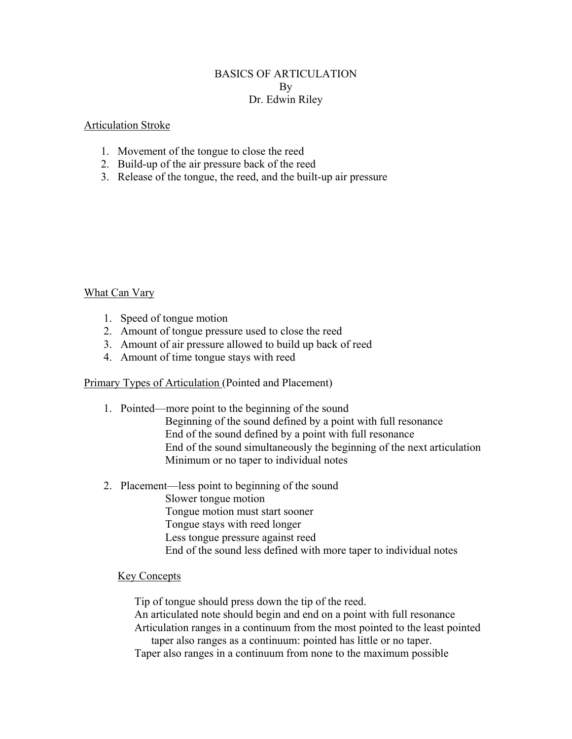# BASICS OF ARTICULATION
By
Dr. Edwin Riley

<u>Articulation Stroke</u>

1. Movement of the tongue to close the reed
2. Build-up of the air pressure back of the reed
3. Release of the tongue, the reed, and the built-up air pressure

<u>What Can Vary</u>

1. Speed of tongue motion
2. Amount of tongue pressure used to close the reed
3. Amount of air pressure allowed to build up back of reed
4. Amount of time tongue stays with reed

<u>Primary Types of Articulation</u> (Pointed and Placement)

1. Pointed—more point to the beginning of the sound
   - Beginning of the sound defined by a point with full resonance
   - End of the sound defined by a point with full resonance
   - End of the sound simultaneously the beginning of the next articulation
   - Minimum or no taper to individual notes

2. Placement—less point to beginning of the sound
   - Slower tongue motion
   - Tongue motion must start sooner
   - Tongue stays with reed longer
   - Less tongue pressure against reed
   - End of the sound less defined with more taper to individual notes

<u>Key Concepts</u>

Tip of tongue should press down the tip of the reed.
An articulated note should begin and end on a point with full resonance
Articulation ranges in a continuum from the most pointed to the least pointed
taper also ranges as a continuum: pointed has little or no taper.
Taper also ranges in a continuum from none to the maximum possible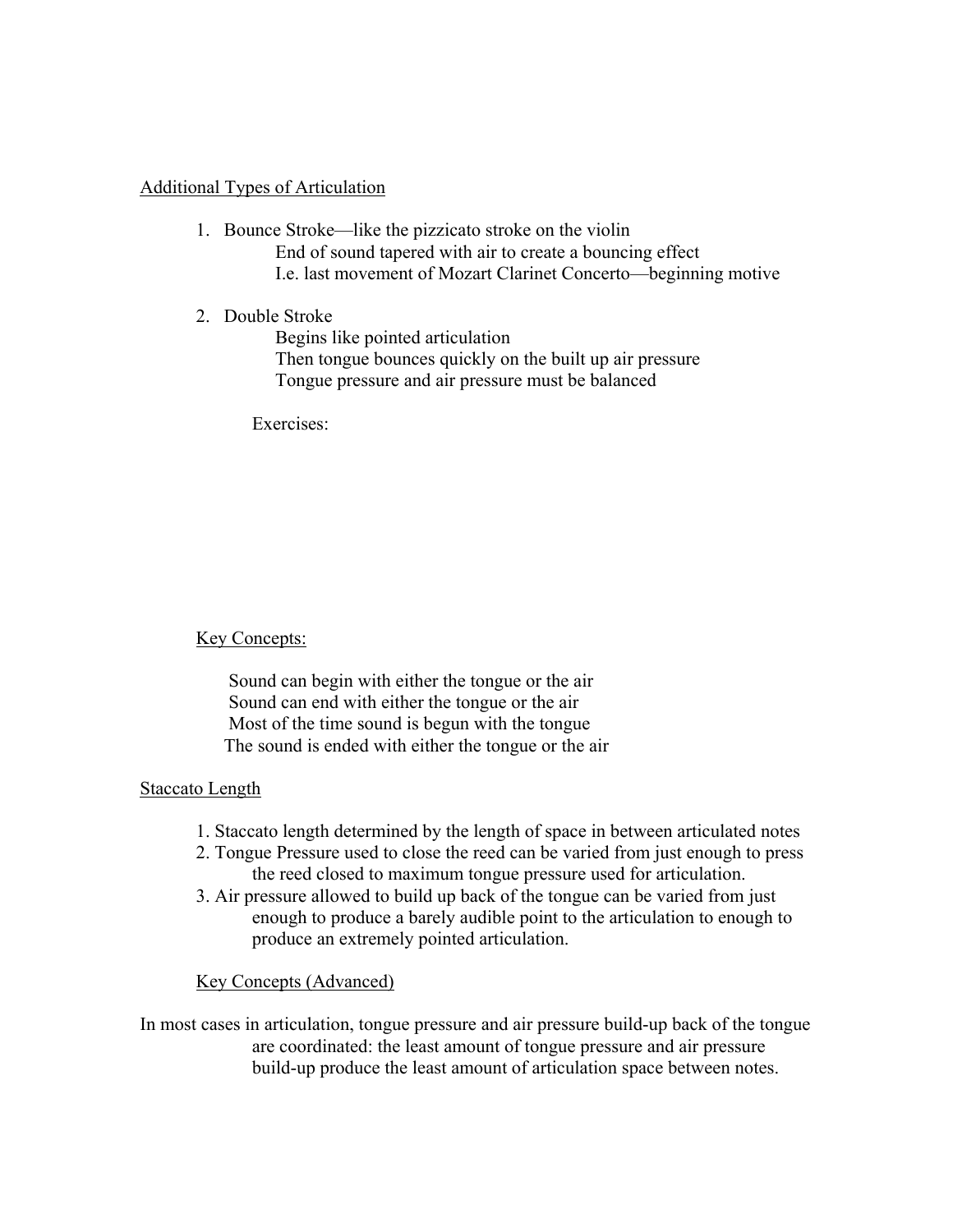## Additional Types of Articulation

1. Bounce Stroke—like the pizzicato stroke on the violin
   End of sound tapered with air to create a bouncing effect
   I.e. last movement of Mozart Clarinet Concerto—beginning motive

2. Double Stroke
   Begins like pointed articulation
   Then tongue bounces quickly on the built up air pressure
   Tongue pressure and air pressure must be balanced

   Exercises:

### Key Concepts:

Sound can begin with either the tongue or the air
Sound can end with either the tongue or the air
Most of the time sound is begun with the tongue
The sound is ended with either the tongue or the air

## Staccato Length

1. Staccato length determined by the length of space in between articulated notes
2. Tongue Pressure used to close the reed can be varied from just enough to press the reed closed to maximum tongue pressure used for articulation.
3. Air pressure allowed to build up back of the tongue can be varied from just enough to produce a barely audible point to the articulation to enough to produce an extremely pointed articulation.

### Key Concepts (Advanced)

In most cases in articulation, tongue pressure and air pressure build-up back of the tongue are coordinated: the least amount of tongue pressure and air pressure build-up produce the least amount of articulation space between notes.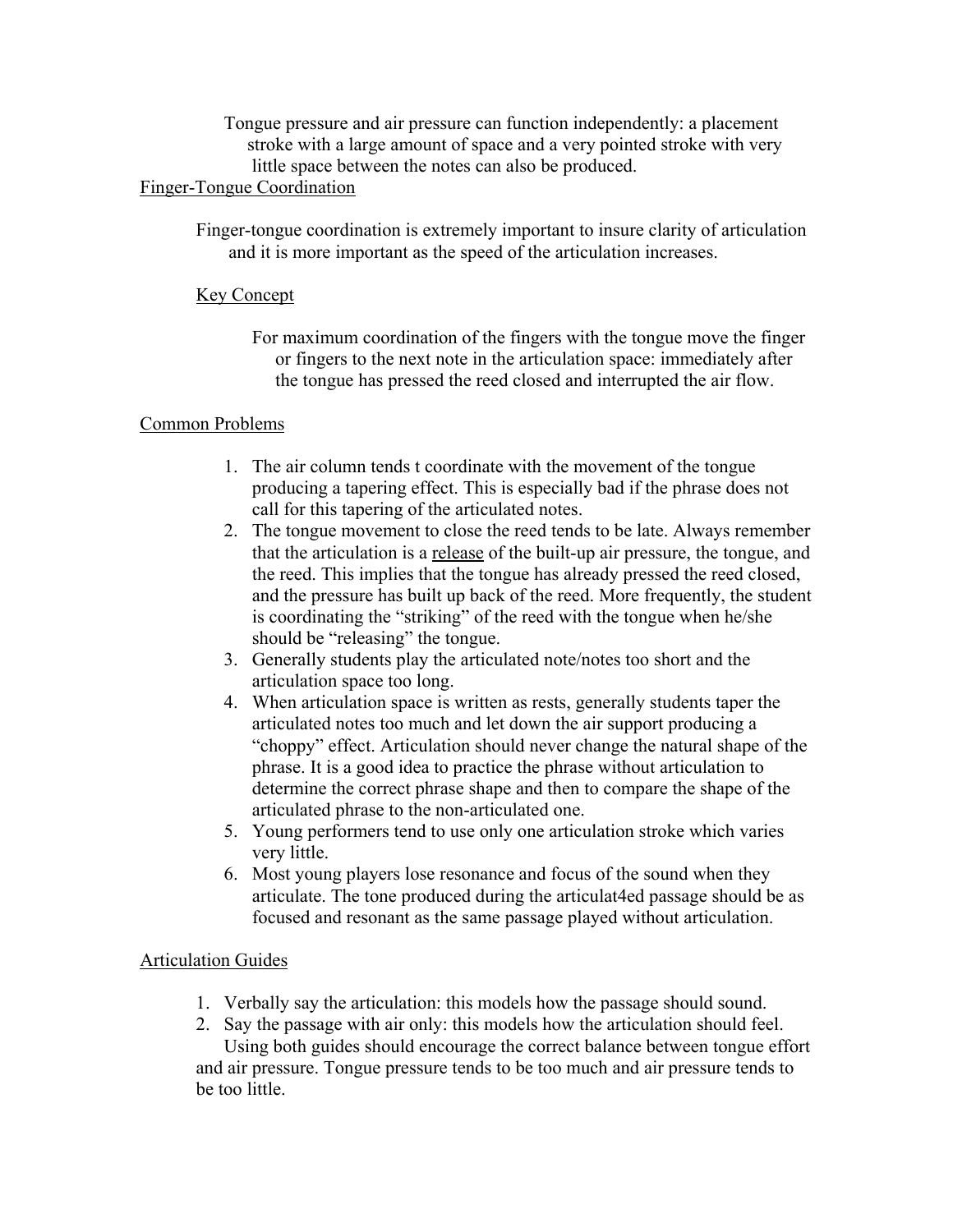Tongue pressure and air pressure can function independently: a placement stroke with a large amount of space and a very pointed stroke with very little space between the notes can also be produced.

## Finger-Tongue Coordination

Finger-tongue coordination is extremely important to insure clarity of articulation and it is more important as the speed of the articulation increases.

### Key Concept

For maximum coordination of the fingers with the tongue move the finger or fingers to the next note in the articulation space: immediately after the tongue has pressed the reed closed and interrupted the air flow.

## Common Problems

1. The air column tends t coordinate with the movement of the tongue producing a tapering effect. This is especially bad if the phrase does not call for this tapering of the articulated notes.
2. The tongue movement to close the reed tends to be late. Always remember that the articulation is a <u>release</u> of the built-up air pressure, the tongue, and the reed. This implies that the tongue has already pressed the reed closed, and the pressure has built up back of the reed. More frequently, the student is coordinating the "striking" of the reed with the tongue when he/she should be "releasing" the tongue.
3. Generally students play the articulated note/notes too short and the articulation space too long.
4. When articulation space is written as rests, generally students taper the articulated notes too much and let down the air support producing a "choppy" effect. Articulation should never change the natural shape of the phrase. It is a good idea to practice the phrase without articulation to determine the correct phrase shape and then to compare the shape of the articulated phrase to the non-articulated one.
5. Young performers tend to use only one articulation stroke which varies very little.
6. Most young players lose resonance and focus of the sound when they articulate. The tone produced during the articulat4ed passage should be as focused and resonant as the same passage played without articulation.

## Articulation Guides

1. Verbally say the articulation: this models how the passage should sound.
2. Say the passage with air only: this models how the articulation should feel.

Using both guides should encourage the correct balance between tongue effort and air pressure. Tongue pressure tends to be too much and air pressure tends to be too little.